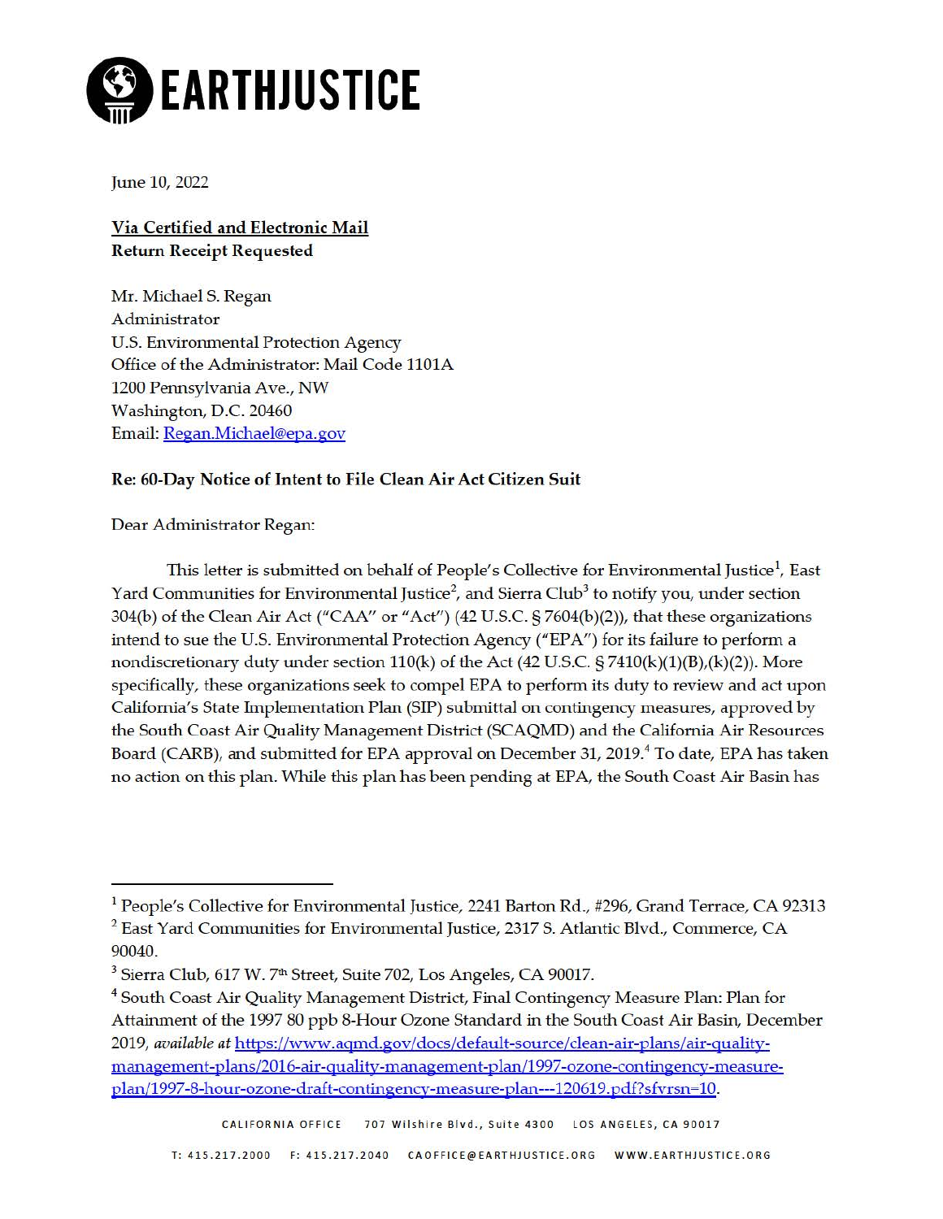# EARTHJUSTICE

June 10, 2022

**Via Certified and Electronic Mail**
**Return Receipt Requested**

Mr. Michael S. Regan
Administrator
U.S. Environmental Protection Agency
Office of the Administrator: Mail Code 1101A
1200 Pennsylvania Ave., NW
Washington, D.C. 20460
Email: [Regan.Michael@epa.gov](mailto:Regan.Michael@epa.gov)

**Re: 60-Day Notice of Intent to File Clean Air Act Citizen Suit**

Dear Administrator Regan:

This letter is submitted on behalf of People's Collective for Environmental Justice[1], East Yard Communities for Environmental Justice[2], and Sierra Club[3] to notify you, under section 304(b) of the Clean Air Act ("CAA" or "Act") (42 U.S.C. § 7604(b)(2)), that these organizations intend to sue the U.S. Environmental Protection Agency ("EPA") for its failure to perform a nondiscretionary duty under section 110(k) of the Act (42 U.S.C. § 7410(k)(1)(B),(k)(2)). More specifically, these organizations seek to compel EPA to perform its duty to review and act upon California's State Implementation Plan (SIP) submittal on contingency measures, approved by the South Coast Air Quality Management District (SCAQMD) and the California Air Resources Board (CARB), and submitted for EPA approval on December 31, 2019.[4] To date, EPA has taken no action on this plan. While this plan has been pending at EPA, the South Coast Air Basin has

---

[1] People's Collective for Environmental Justice, 2241 Barton Rd., #296, Grand Terrace, CA 92313

[2] East Yard Communities for Environmental Justice, 2317 S. Atlantic Blvd., Commerce, CA 90040.

[3] Sierra Club, 617 W. 7th Street, Suite 702, Los Angeles, CA 90017.

[4] South Coast Air Quality Management District, Final Contingency Measure Plan: Plan for Attainment of the 1997 80 ppb 8-Hour Ozone Standard in the South Coast Air Basin, December 2019, *available at* [https://www.aqmd.gov/docs/default-source/clean-air-plans/air-quality-management-plans/2016-air-quality-management-plan/1997-ozone-contingency-measure-plan/1997-8-hour-ozone-draft-contingency-measure-plan---120619.pdf?sfvrsn=10](https://www.aqmd.gov/docs/default-source/clean-air-plans/air-quality-management-plans/2016-air-quality-management-plan/1997-ozone-contingency-measure-plan/1997-8-hour-ozone-draft-contingency-measure-plan---120619.pdf?sfvrsn=10).

CALIFORNIA OFFICE 707 Wilshire Blvd., Suite 4300 LOS ANGELES, CA 90017

T: 415.217.2000 F: 415.217.2040 CAOFFICE@EARTHJUSTICE.ORG WWW.EARTHJUSTICE.ORG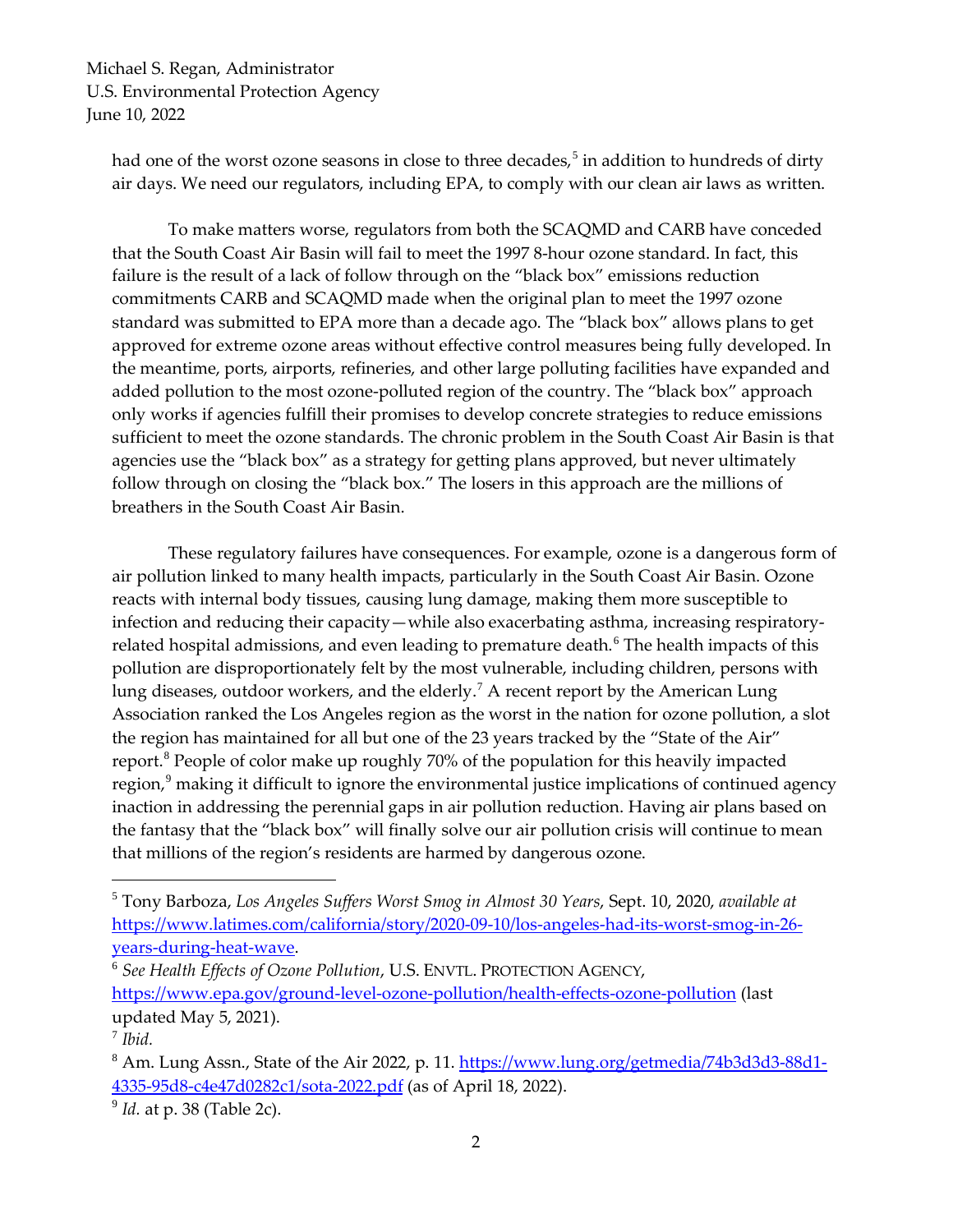had one of the worst ozone seasons in close to three decades,[5] in addition to hundreds of dirty air days. We need our regulators, including EPA, to comply with our clean air laws as written.

To make matters worse, regulators from both the SCAQMD and CARB have conceded that the South Coast Air Basin will fail to meet the 1997 8-hour ozone standard. In fact, this failure is the result of a lack of follow through on the "black box" emissions reduction commitments CARB and SCAQMD made when the original plan to meet the 1997 ozone standard was submitted to EPA more than a decade ago. The "black box" allows plans to get approved for extreme ozone areas without effective control measures being fully developed. In the meantime, ports, airports, refineries, and other large polluting facilities have expanded and added pollution to the most ozone-polluted region of the country. The "black box" approach only works if agencies fulfill their promises to develop concrete strategies to reduce emissions sufficient to meet the ozone standards. The chronic problem in the South Coast Air Basin is that agencies use the "black box" as a strategy for getting plans approved, but never ultimately follow through on closing the "black box." The losers in this approach are the millions of breathers in the South Coast Air Basin.

These regulatory failures have consequences. For example, ozone is a dangerous form of air pollution linked to many health impacts, particularly in the South Coast Air Basin. Ozone reacts with internal body tissues, causing lung damage, making them more susceptible to infection and reducing their capacity—while also exacerbating asthma, increasing respiratory-related hospital admissions, and even leading to premature death.[6] The health impacts of this pollution are disproportionately felt by the most vulnerable, including children, persons with lung diseases, outdoor workers, and the elderly.[7] A recent report by the American Lung Association ranked the Los Angeles region as the worst in the nation for ozone pollution, a slot the region has maintained for all but one of the 23 years tracked by the "State of the Air" report.[8] People of color make up roughly 70% of the population for this heavily impacted region,[9] making it difficult to ignore the environmental justice implications of continued agency inaction in addressing the perennial gaps in air pollution reduction. Having air plans based on the fantasy that the "black box" will finally solve our air pollution crisis will continue to mean that millions of the region's residents are harmed by dangerous ozone.

---

[5] Tony Barboza, *Los Angeles Suffers Worst Smog in Almost 30 Years*, Sept. 10, 2020, *available at* https://www.latimes.com/california/story/2020-09-10/los-angeles-had-its-worst-smog-in-26-years-during-heat-wave.

[6] *See Health Effects of Ozone Pollution*, U.S. ENVTL. PROTECTION AGENCY, https://www.epa.gov/ground-level-ozone-pollution/health-effects-ozone-pollution (last updated May 5, 2021).

[7] *Ibid.*

[8] Am. Lung Assn., State of the Air 2022, p. 11. https://www.lung.org/getmedia/74b3d3d3-88d1-4335-95d8-c4e47d0282c1/sota-2022.pdf (as of April 18, 2022).

[9] *Id.* at p. 38 (Table 2c).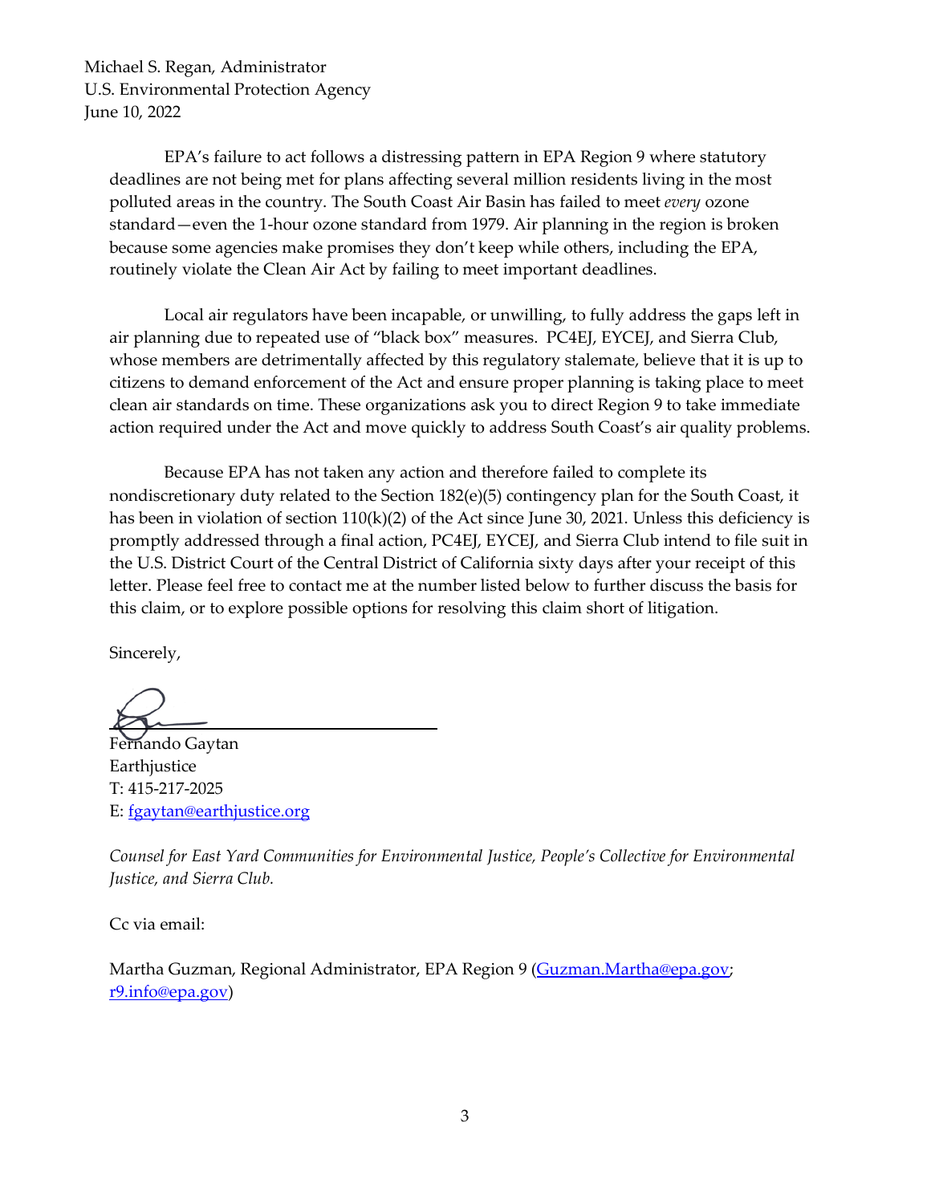Michael S. Regan, Administrator
U.S. Environmental Protection Agency
June 10, 2022

EPA's failure to act follows a distressing pattern in EPA Region 9 where statutory deadlines are not being met for plans affecting several million residents living in the most polluted areas in the country. The South Coast Air Basin has failed to meet *every* ozone standard—even the 1-hour ozone standard from 1979. Air planning in the region is broken because some agencies make promises they don't keep while others, including the EPA, routinely violate the Clean Air Act by failing to meet important deadlines.

Local air regulators have been incapable, or unwilling, to fully address the gaps left in air planning due to repeated use of "black box" measures. PC4EJ, EYCEJ, and Sierra Club, whose members are detrimentally affected by this regulatory stalemate, believe that it is up to citizens to demand enforcement of the Act and ensure proper planning is taking place to meet clean air standards on time. These organizations ask you to direct Region 9 to take immediate action required under the Act and move quickly to address South Coast's air quality problems.

Because EPA has not taken any action and therefore failed to complete its nondiscretionary duty related to the Section 182(e)(5) contingency plan for the South Coast, it has been in violation of section 110(k)(2) of the Act since June 30, 2021. Unless this deficiency is promptly addressed through a final action, PC4EJ, EYCEJ, and Sierra Club intend to file suit in the U.S. District Court of the Central District of California sixty days after your receipt of this letter. Please feel free to contact me at the number listed below to further discuss the basis for this claim, or to explore possible options for resolving this claim short of litigation.

Sincerely,

Fernando Gaytan
Earthjustice
T: 415-217-2025
E: fgaytan@earthjustice.org

*Counsel for East Yard Communities for Environmental Justice, People's Collective for Environmental Justice, and Sierra Club.*

Cc via email:

Martha Guzman, Regional Administrator, EPA Region 9 (Guzman.Martha@epa.gov; r9.info@epa.gov)